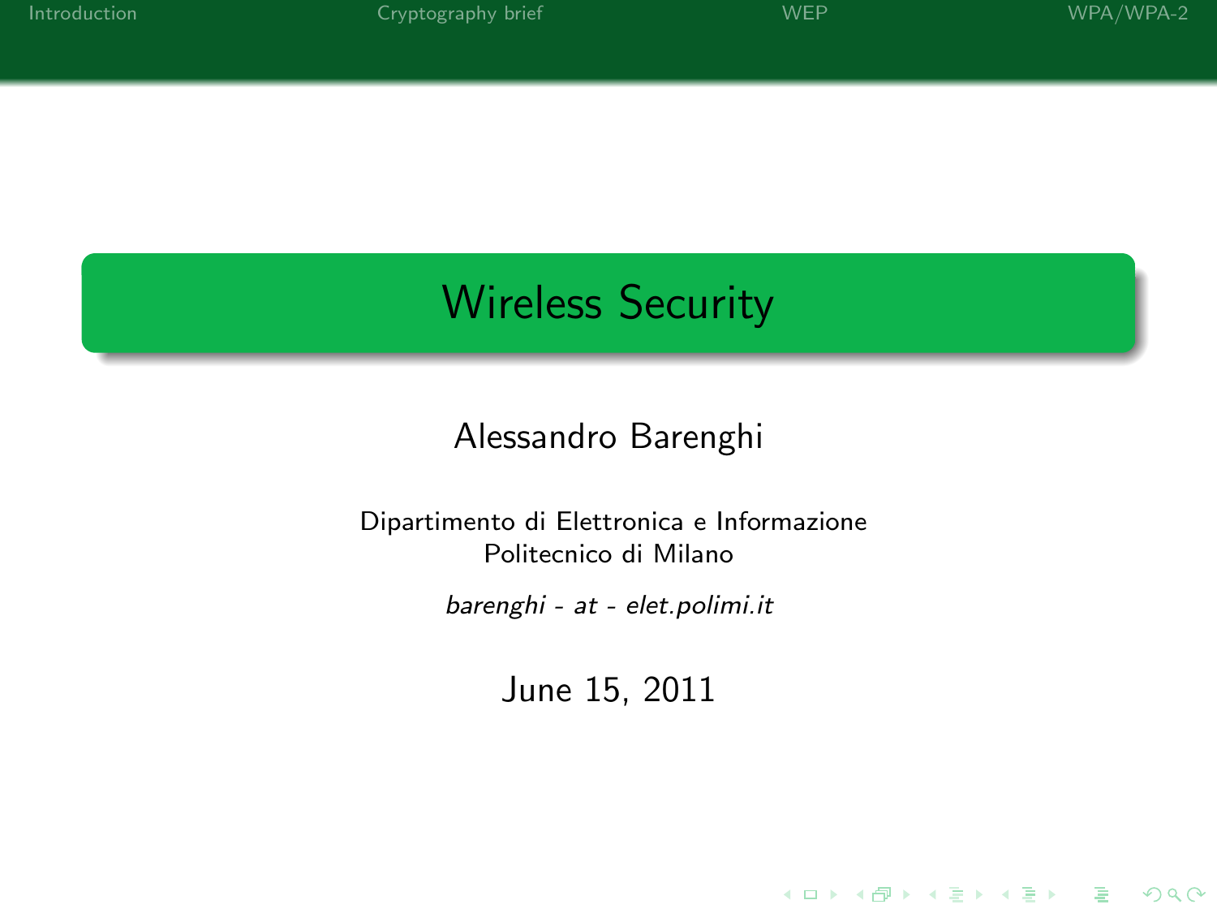# Wireless Security

Alessandro Barenghi

Dipartimento di Elettronica e Informazione
Politecnico di Milano

*barenghi - at - elet.polimi.it*

June 15, 2011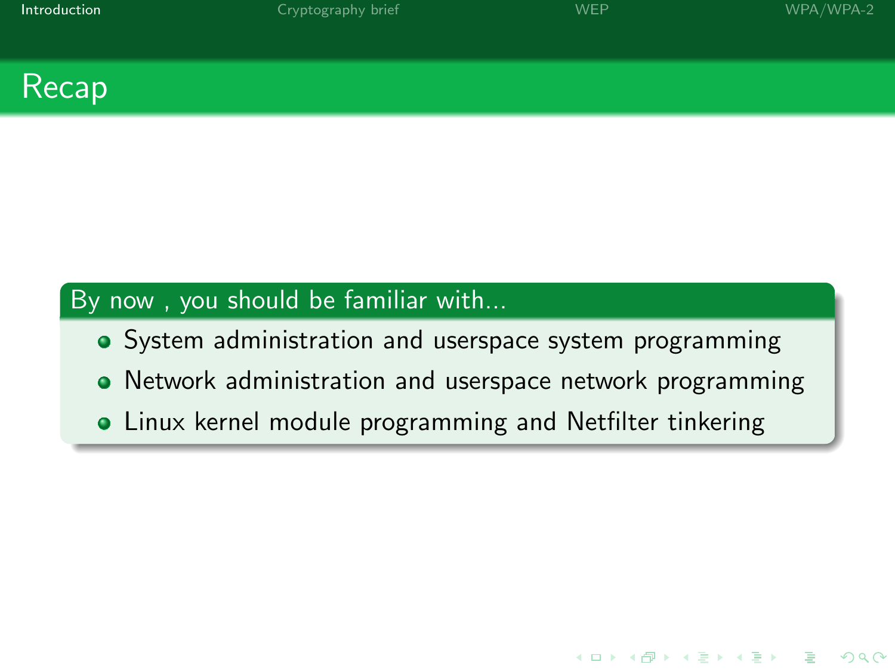## Recap

**By now , you should be familiar with...**

- System administration and userspace system programming
- Network administration and userspace network programming
- Linux kernel module programming and Netfilter tinkering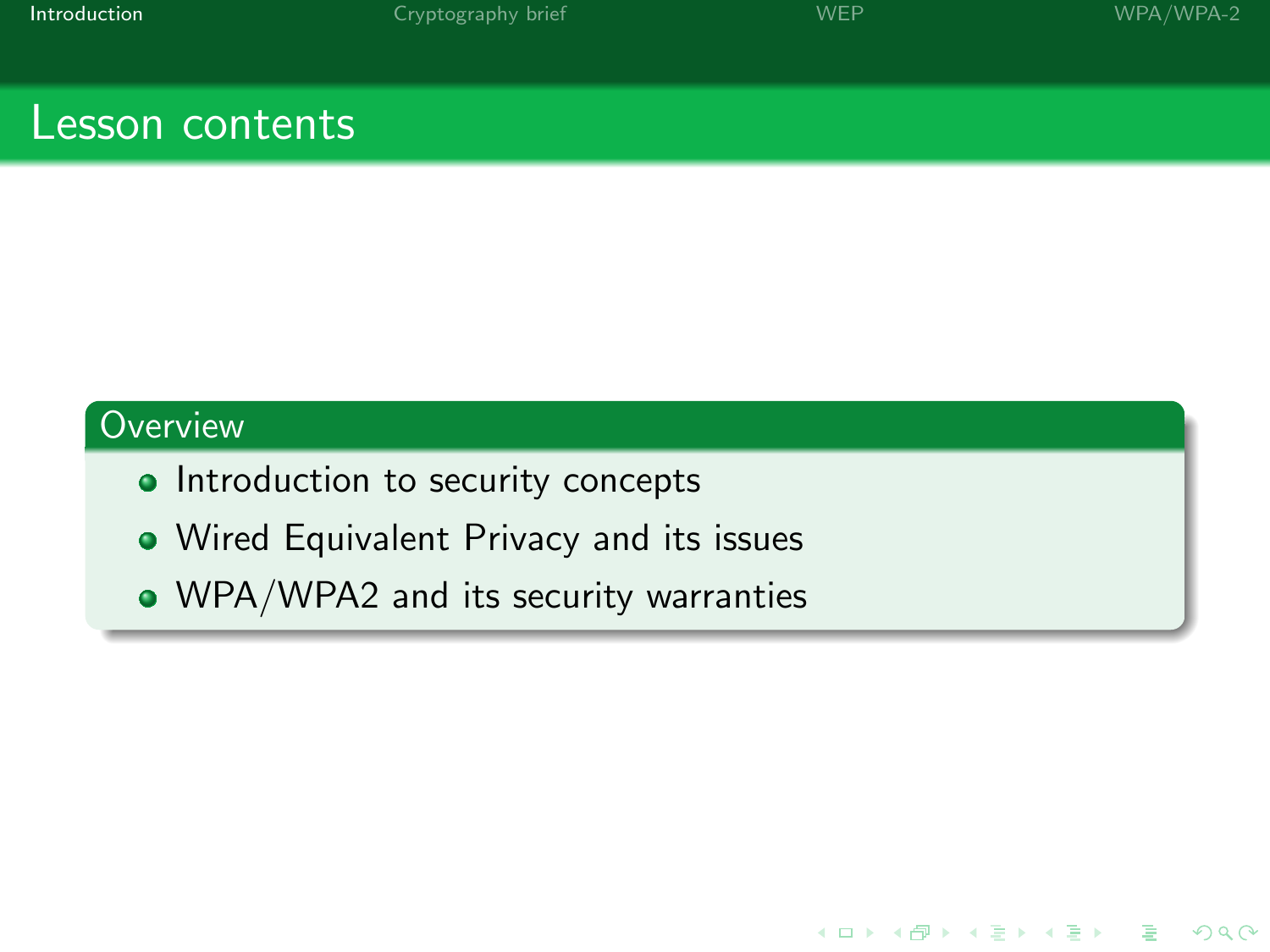# Lesson contents

## Overview

- Introduction to security concepts
- Wired Equivalent Privacy and its issues
- WPA/WPA2 and its security warranties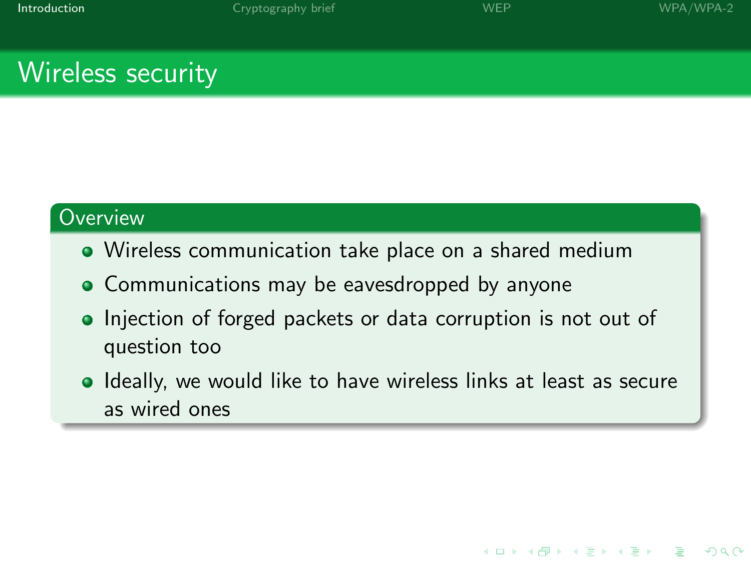# Wireless security

## Overview

- Wireless communication take place on a shared medium
- Communications may be eavesdropped by anyone
- Injection of forged packets or data corruption is not out of question too
- Ideally, we would like to have wireless links at least as secure as wired ones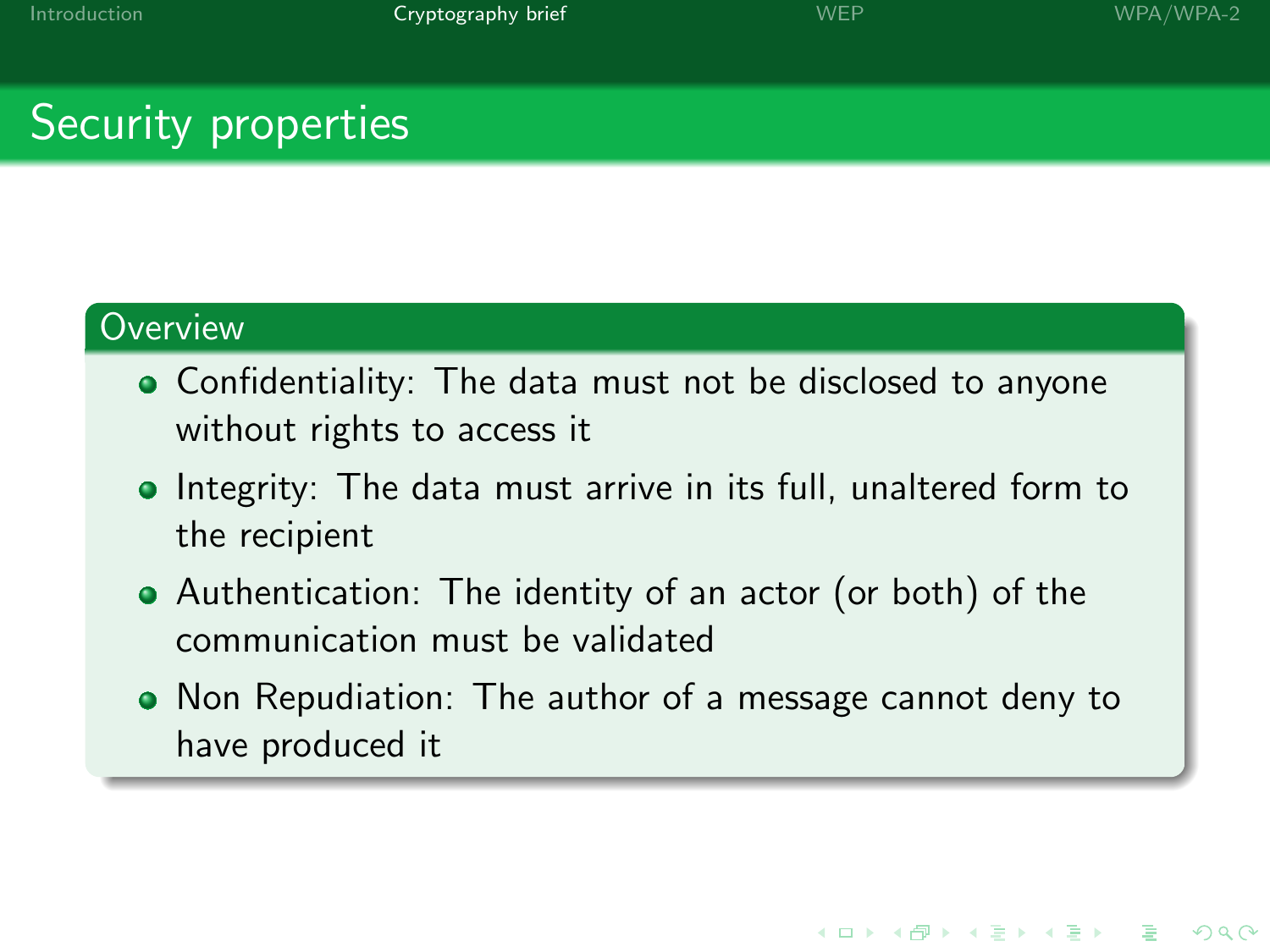# Security properties

## Overview

- Confidentiality: The data must not be disclosed to anyone without rights to access it
- Integrity: The data must arrive in its full, unaltered form to the recipient
- Authentication: The identity of an actor (or both) of the communication must be validated
- Non Repudiation: The author of a message cannot deny to have produced it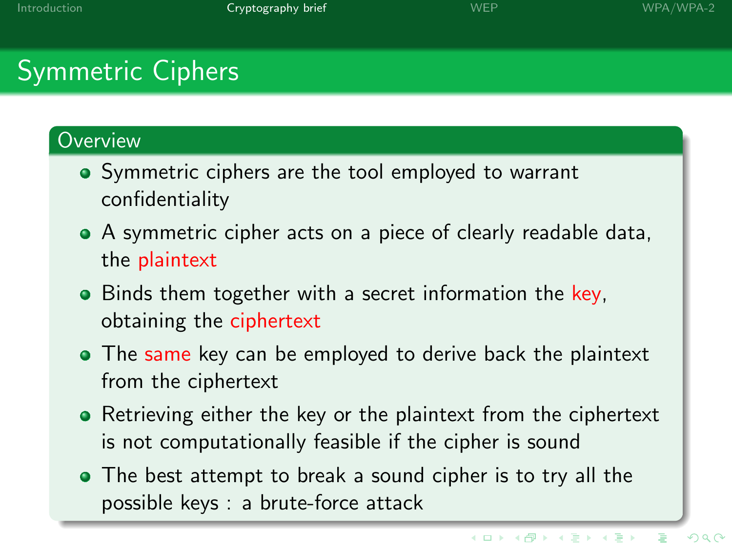# Symmetric Ciphers

## Overview

- Symmetric ciphers are the tool employed to warrant confidentiality
- A symmetric cipher acts on a piece of clearly readable data, the plaintext
- Binds them together with a secret information the key, obtaining the ciphertext
- The same key can be employed to derive back the plaintext from the ciphertext
- Retrieving either the key or the plaintext from the ciphertext is not computationally feasible if the cipher is sound
- The best attempt to break a sound cipher is to try all the possible keys : a brute-force attack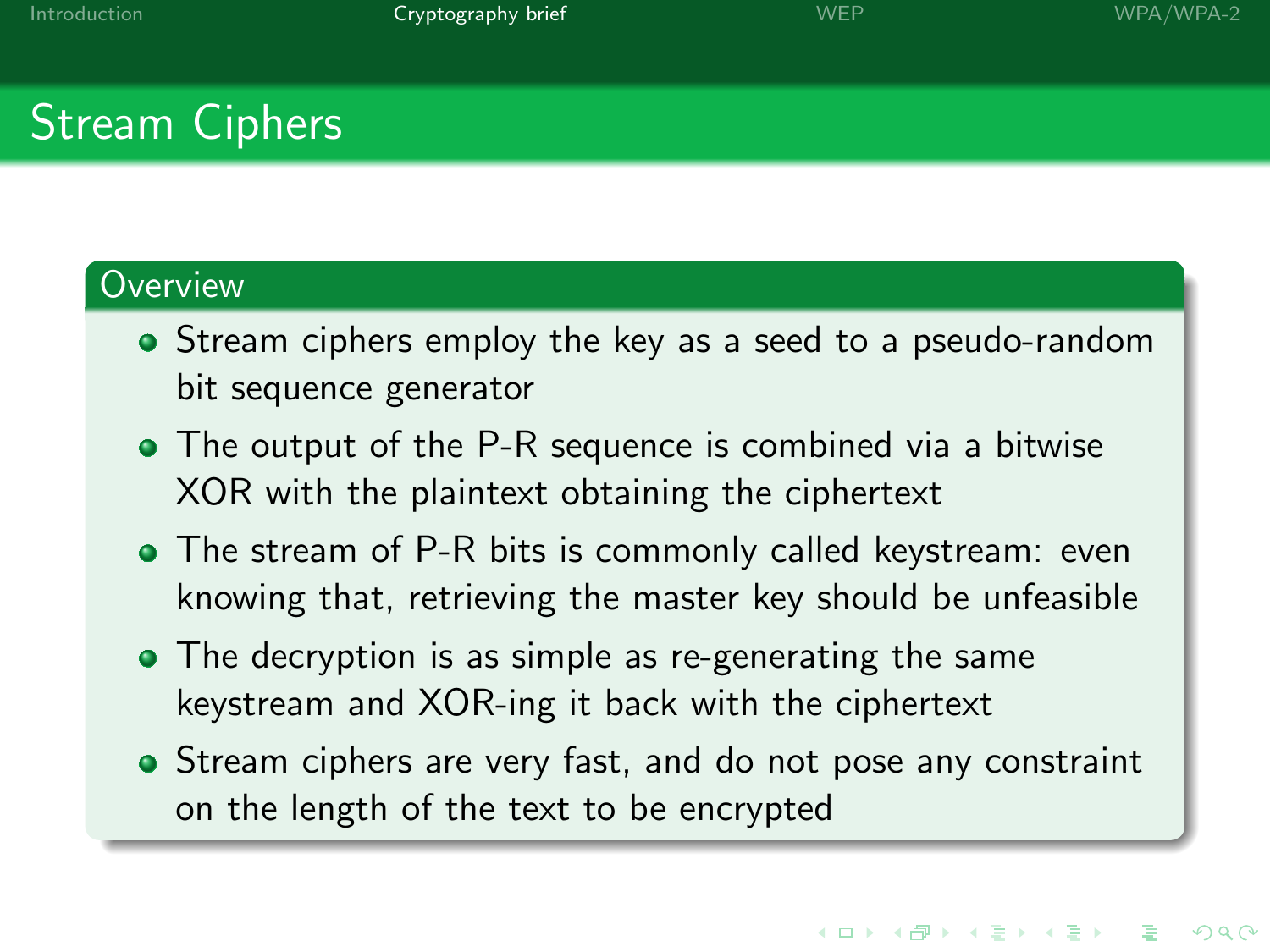## Stream Ciphers

### Overview

- Stream ciphers employ the key as a seed to a pseudo-random bit sequence generator
- The output of the P-R sequence is combined via a bitwise XOR with the plaintext obtaining the ciphertext
- The stream of P-R bits is commonly called keystream: even knowing that, retrieving the master key should be unfeasible
- The decryption is as simple as re-generating the same keystream and XOR-ing it back with the ciphertext
- Stream ciphers are very fast, and do not pose any constraint on the length of the text to be encrypted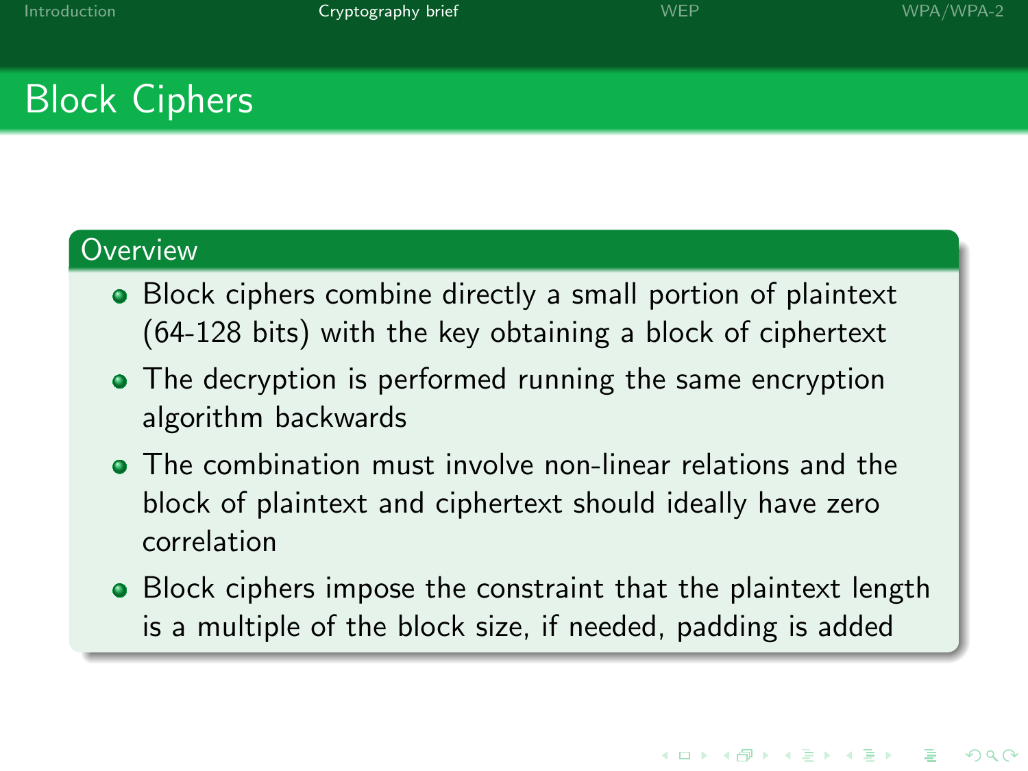# Block Ciphers

## Overview

- Block ciphers combine directly a small portion of plaintext (64-128 bits) with the key obtaining a block of ciphertext
- The decryption is performed running the same encryption algorithm backwards
- The combination must involve non-linear relations and the block of plaintext and ciphertext should ideally have zero correlation
- Block ciphers impose the constraint that the plaintext length is a multiple of the block size, if needed, padding is added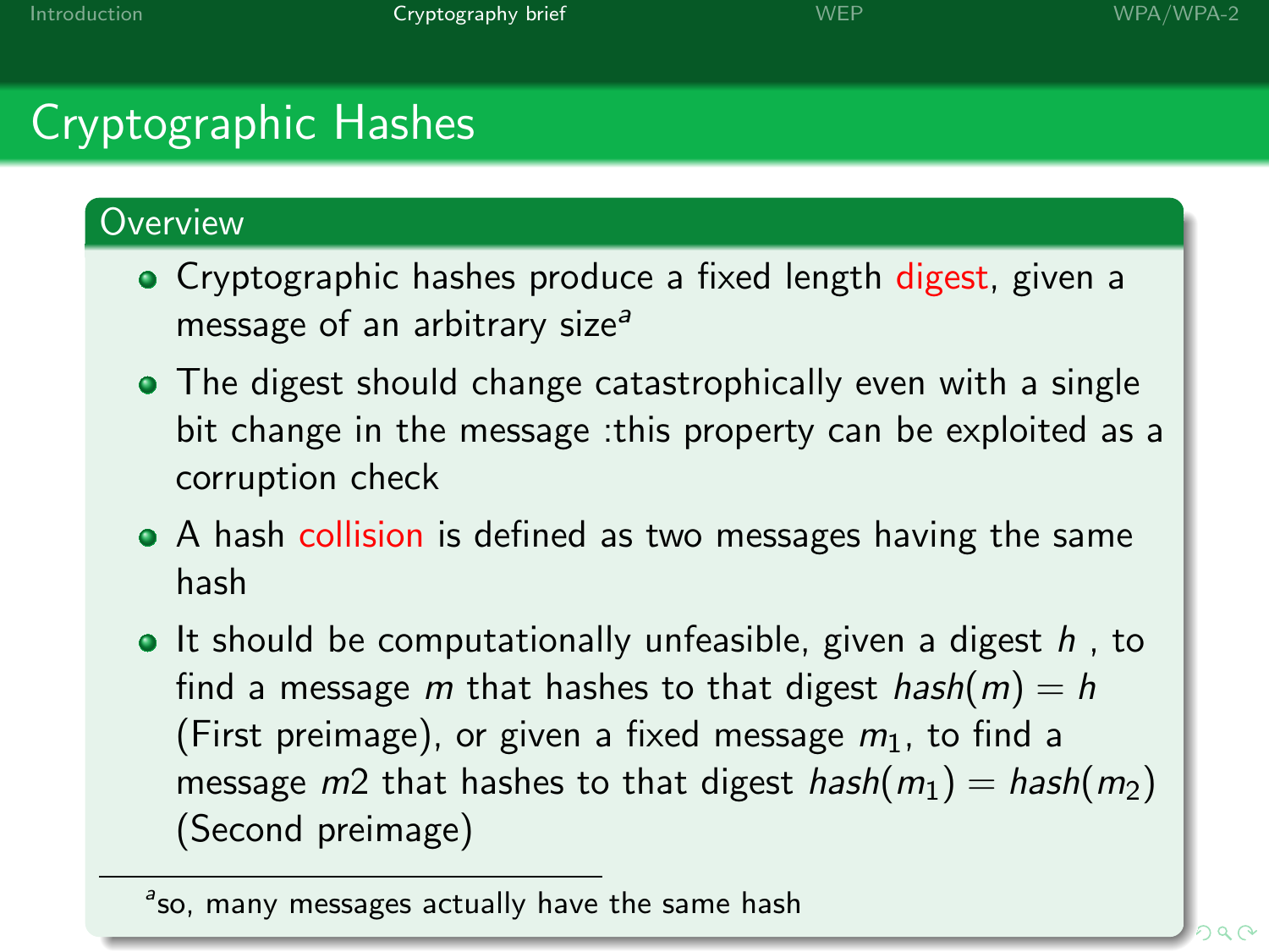# Cryptographic Hashes

## Overview

- Cryptographic hashes produce a fixed length digest, given a message of an arbitrary size[a]
- The digest should change catastrophically even with a single bit change in the message :this property can be exploited as a corruption check
- A hash collision is defined as two messages having the same hash
- It should be computationally unfeasible, given a digest $h$ , to find a message $m$ that hashes to that digest $hash(m) = h$ (First preimage), or given a fixed message $m_1$, to find a message $m2$ that hashes to that digest $hash(m_1) = hash(m_2)$ (Second preimage)

[a] so, many messages actually have the same hash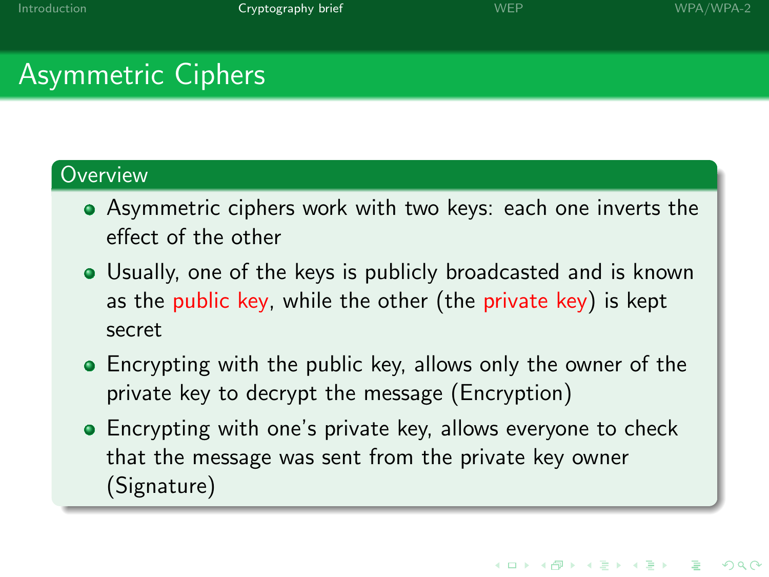# Asymmetric Ciphers

## Overview

- Asymmetric ciphers work with two keys: each one inverts the effect of the other
- Usually, one of the keys is publicly broadcasted and is known as the public key, while the other (the private key) is kept secret
- Encrypting with the public key, allows only the owner of the private key to decrypt the message (Encryption)
- Encrypting with one's private key, allows everyone to check that the message was sent from the private key owner (Signature)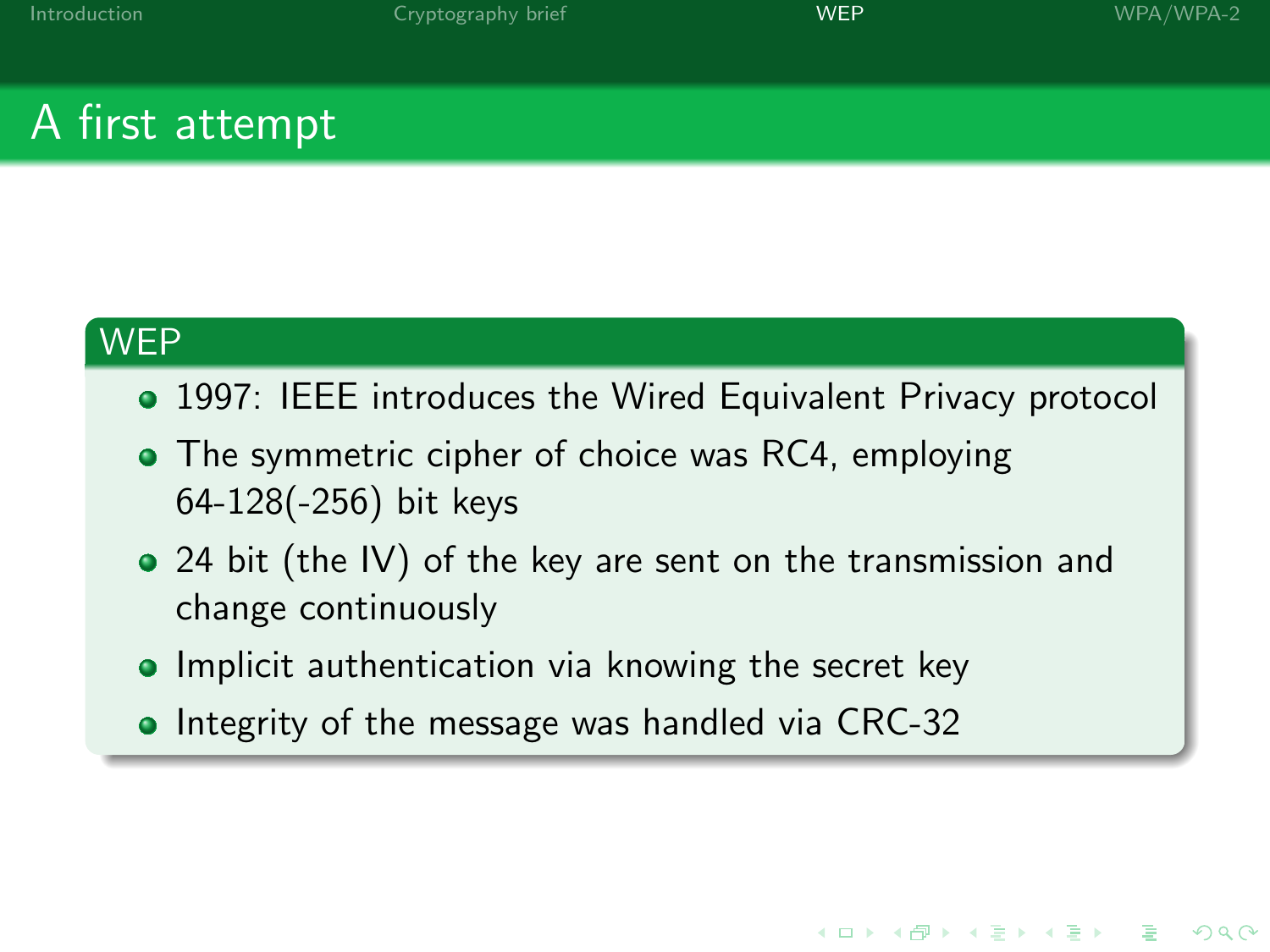# A first attempt

## WEP

- 1997: IEEE introduces the Wired Equivalent Privacy protocol
- The symmetric cipher of choice was RC4, employing 64-128(-256) bit keys
- 24 bit (the IV) of the key are sent on the transmission and change continuously
- Implicit authentication via knowing the secret key
- Integrity of the message was handled via CRC-32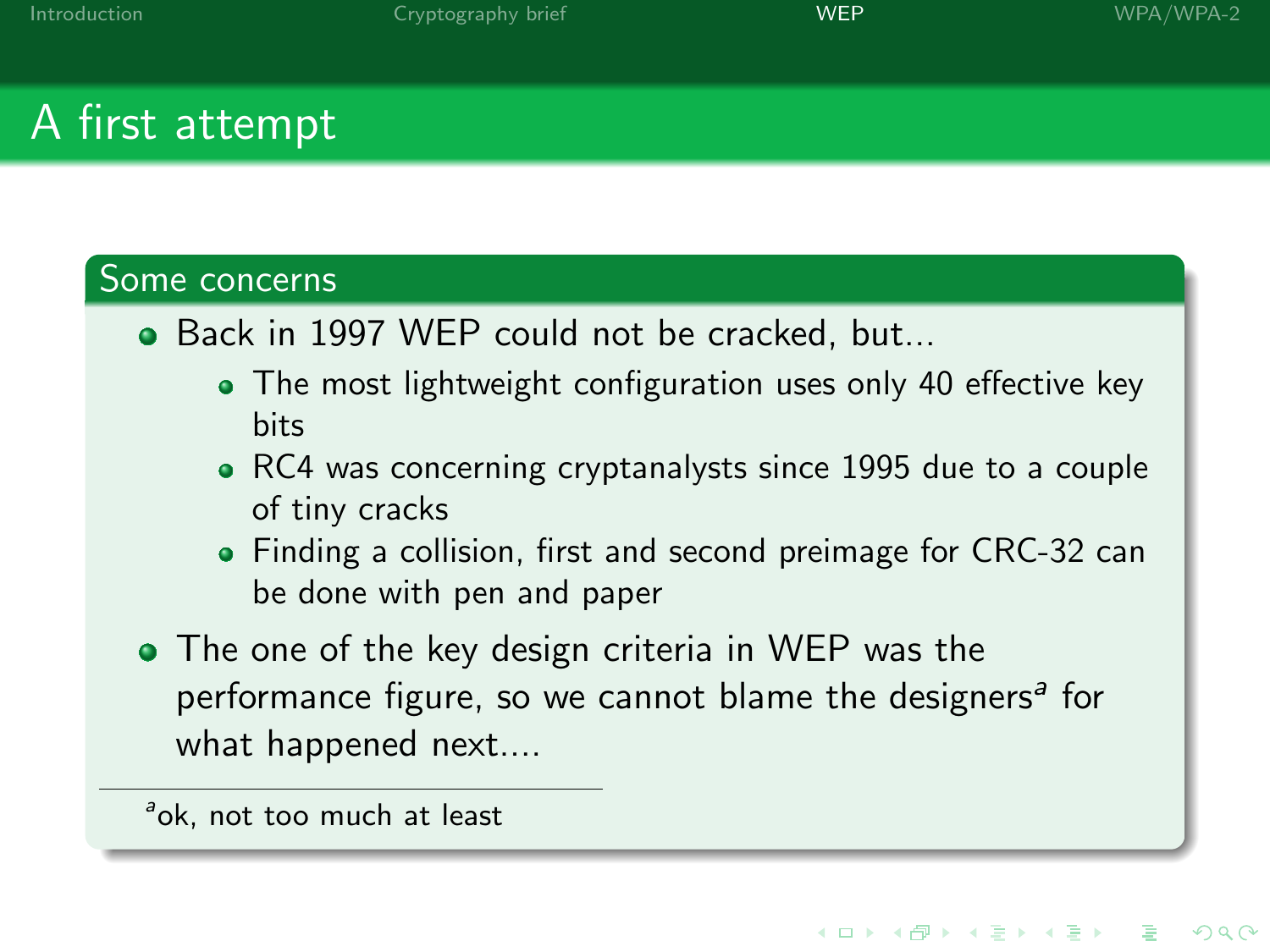# A first attempt

## Some concerns

- Back in 1997 WEP could not be cracked, but...
  - The most lightweight configuration uses only 40 effective key bits
  - RC4 was concerning cryptanalysts since 1995 due to a couple of tiny cracks
  - Finding a collision, first and second preimage for CRC-32 can be done with pen and paper
- The one of the key design criteria in WEP was the performance figure, so we cannot blame the designers[a] for what happened next....

[a] ok, not too much at least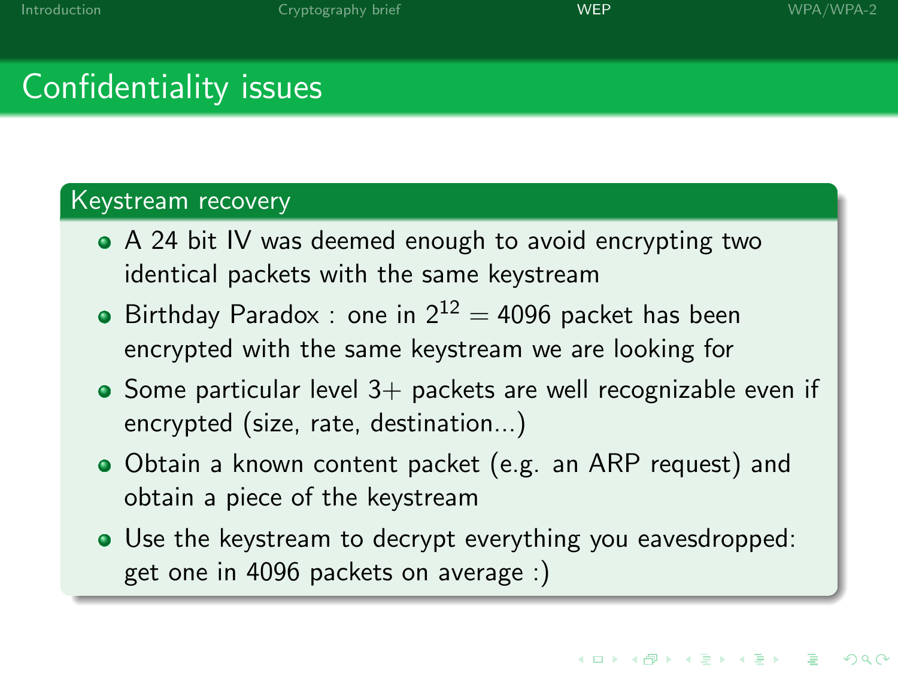# Confidentiality issues

## Keystream recovery

- A 24 bit IV was deemed enough to avoid encrypting two identical packets with the same keystream
- Birthday Paradox : one in $2^{12} = 4096$ packet has been encrypted with the same keystream we are looking for
- Some particular level 3+ packets are well recognizable even if encrypted (size, rate, destination...)
- Obtain a known content packet (e.g. an ARP request) and obtain a piece of the keystream
- Use the keystream to decrypt everything you eavesdropped: get one in 4096 packets on average :)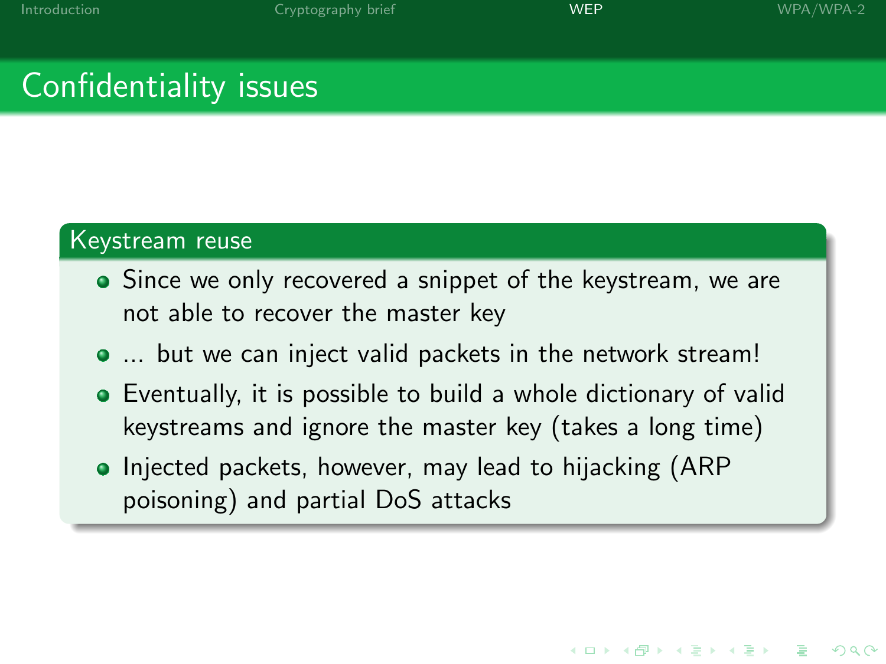# Confidentiality issues

### Keystream reuse

- Since we only recovered a snippet of the keystream, we are not able to recover the master key
- ... but we can inject valid packets in the network stream!
- Eventually, it is possible to build a whole dictionary of valid keystreams and ignore the master key (takes a long time)
- Injected packets, however, may lead to hijacking (ARP poisoning) and partial DoS attacks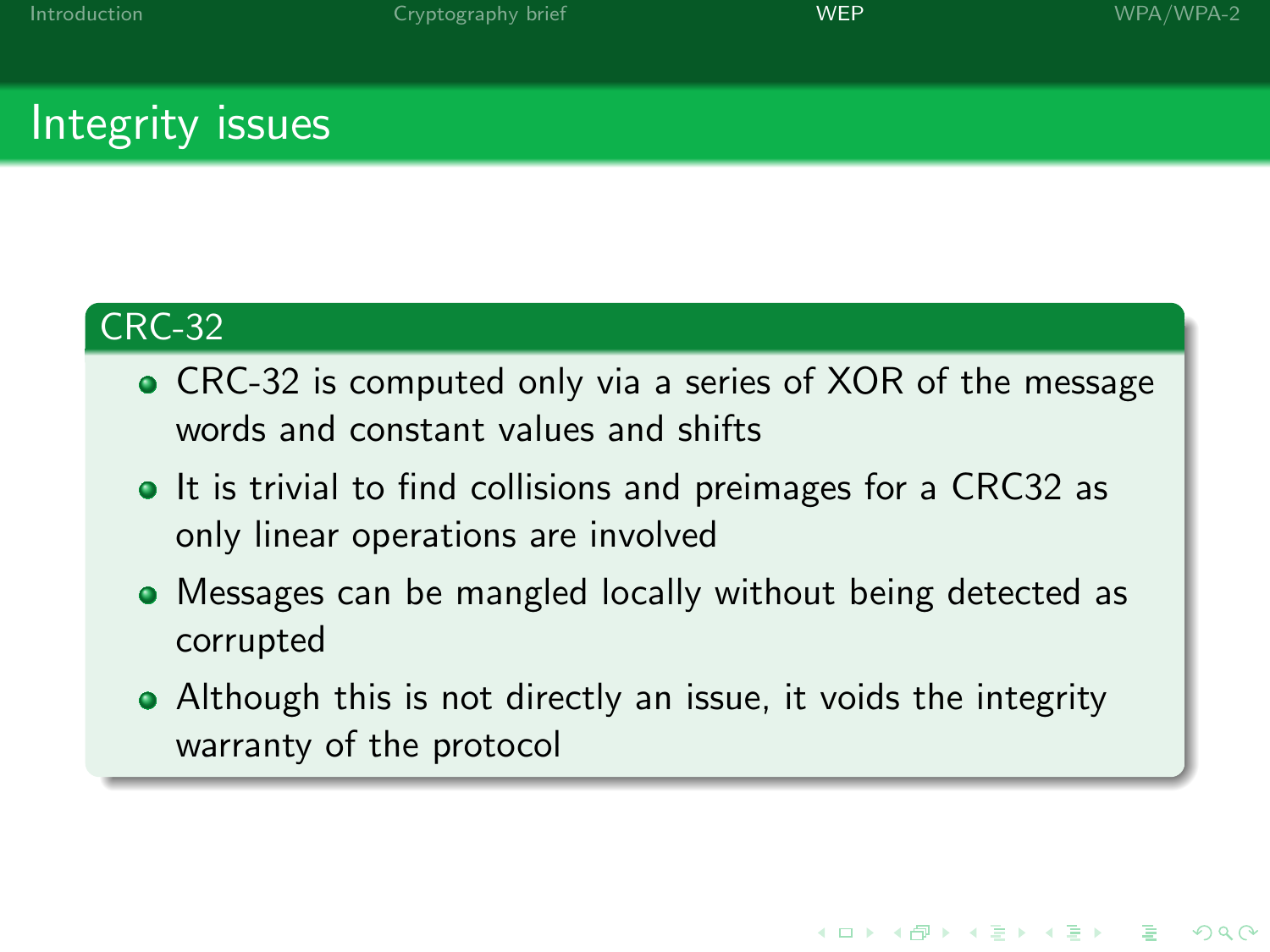# Integrity issues

## CRC-32

- CRC-32 is computed only via a series of XOR of the message words and constant values and shifts
- It is trivial to find collisions and preimages for a CRC32 as only linear operations are involved
- Messages can be mangled locally without being detected as corrupted
- Although this is not directly an issue, it voids the integrity warranty of the protocol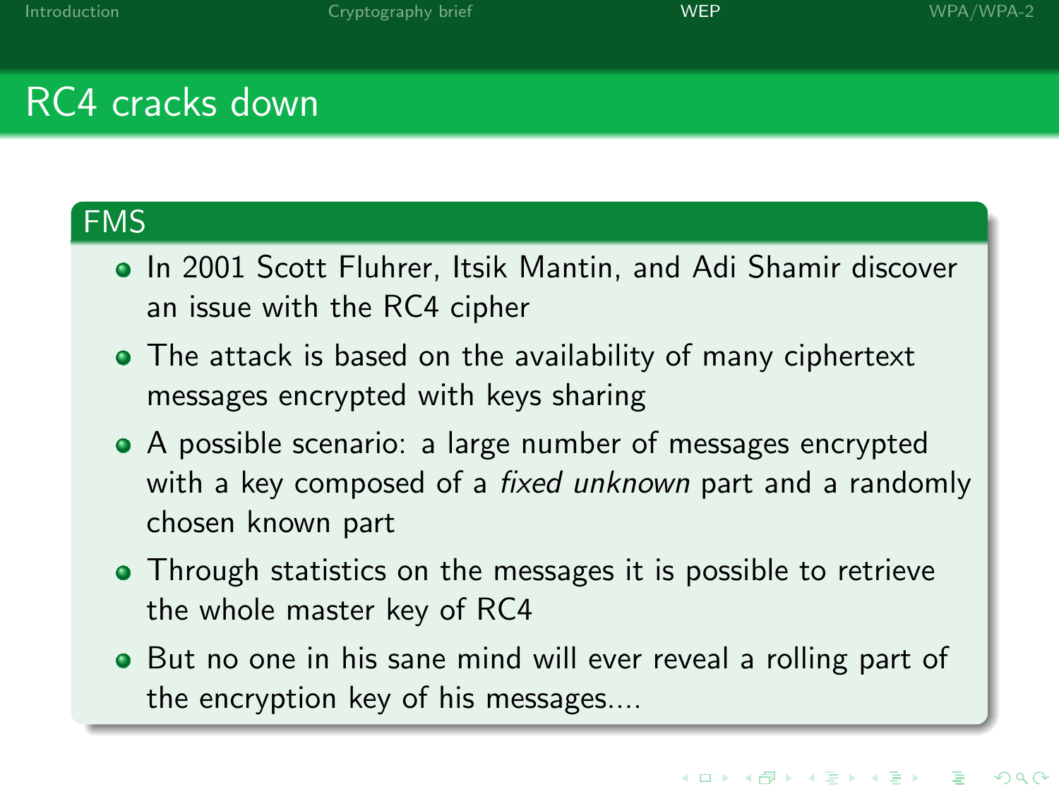# RC4 cracks down

## FMS

- In 2001 Scott Fluhrer, Itsik Mantin, and Adi Shamir discover an issue with the RC4 cipher
- The attack is based on the availability of many ciphertext messages encrypted with keys sharing
- A possible scenario: a large number of messages encrypted with a key composed of a *fixed unknown* part and a randomly chosen known part
- Through statistics on the messages it is possible to retrieve the whole master key of RC4
- But no one in his sane mind will ever reveal a rolling part of the encryption key of his messages....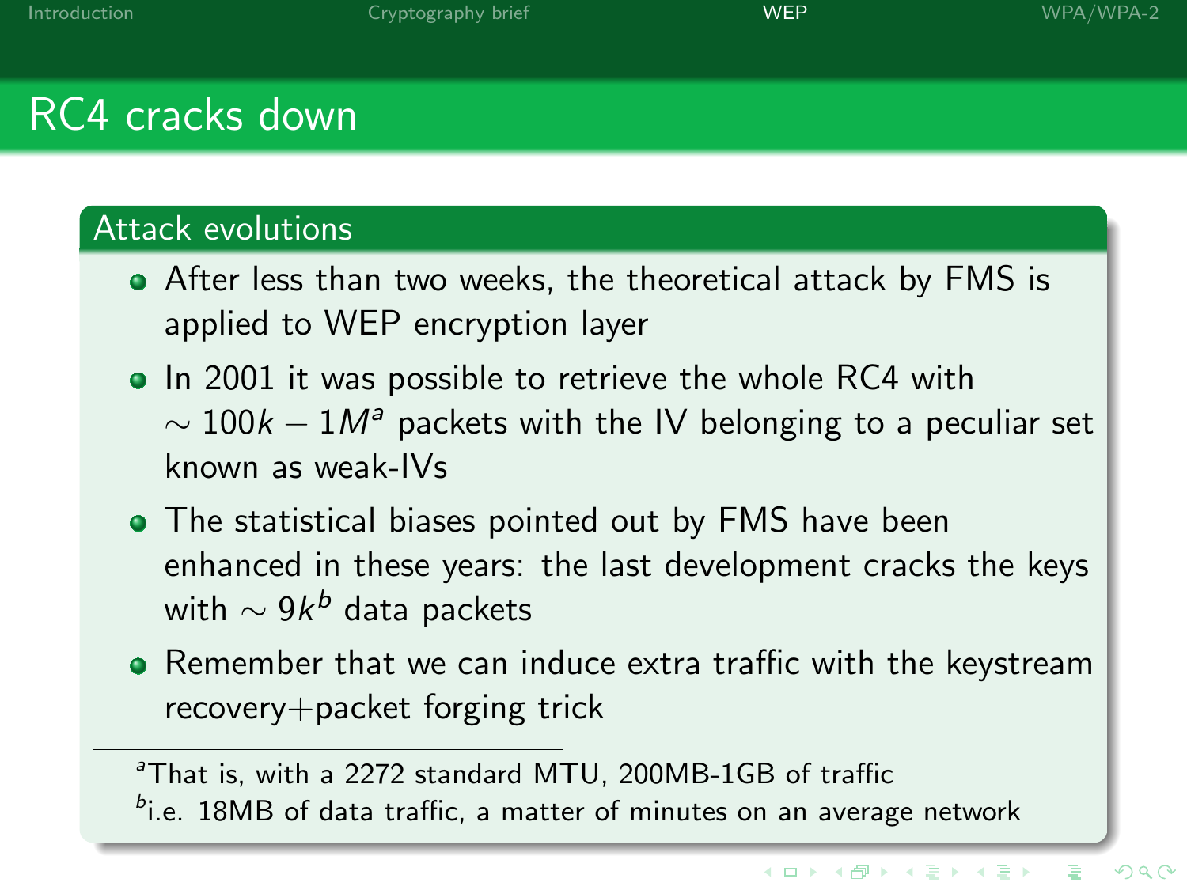# RC4 cracks down

## Attack evolutions

- After less than two weeks, the theoretical attack by FMS is applied to WEP encryption layer
- In 2001 it was possible to retrieve the whole RC4 with $\sim 100k - 1M$[a] packets with the IV belonging to a peculiar set known as weak-IVs
- The statistical biases pointed out by FMS have been enhanced in these years: the last development cracks the keys with $\sim 9k$[b] data packets
- Remember that we can induce extra traffic with the keystream recovery+packet forging trick

[a] That is, with a 2272 standard MTU, 200MB-1GB of traffic

[b] i.e. 18MB of data traffic, a matter of minutes on an average network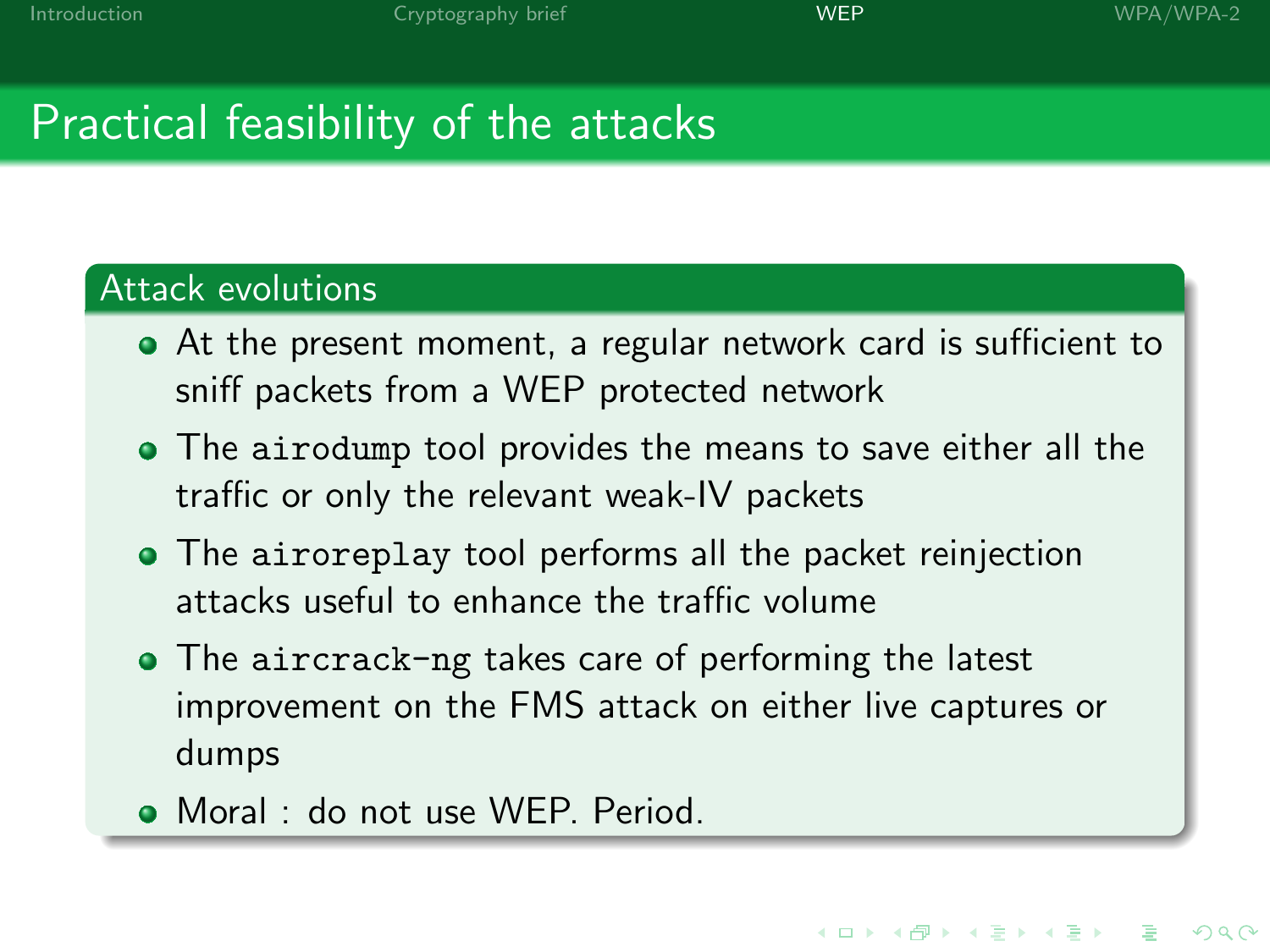# Practical feasibility of the attacks

## Attack evolutions

- At the present moment, a regular network card is sufficient to sniff packets from a WEP protected network
- The `airodump` tool provides the means to save either all the traffic or only the relevant weak-IV packets
- The `aireplay` tool performs all the packet reinjection attacks useful to enhance the traffic volume
- The `aircrack-ng` takes care of performing the latest improvement on the FMS attack on either live captures or dumps
- Moral : do not use WEP. Period.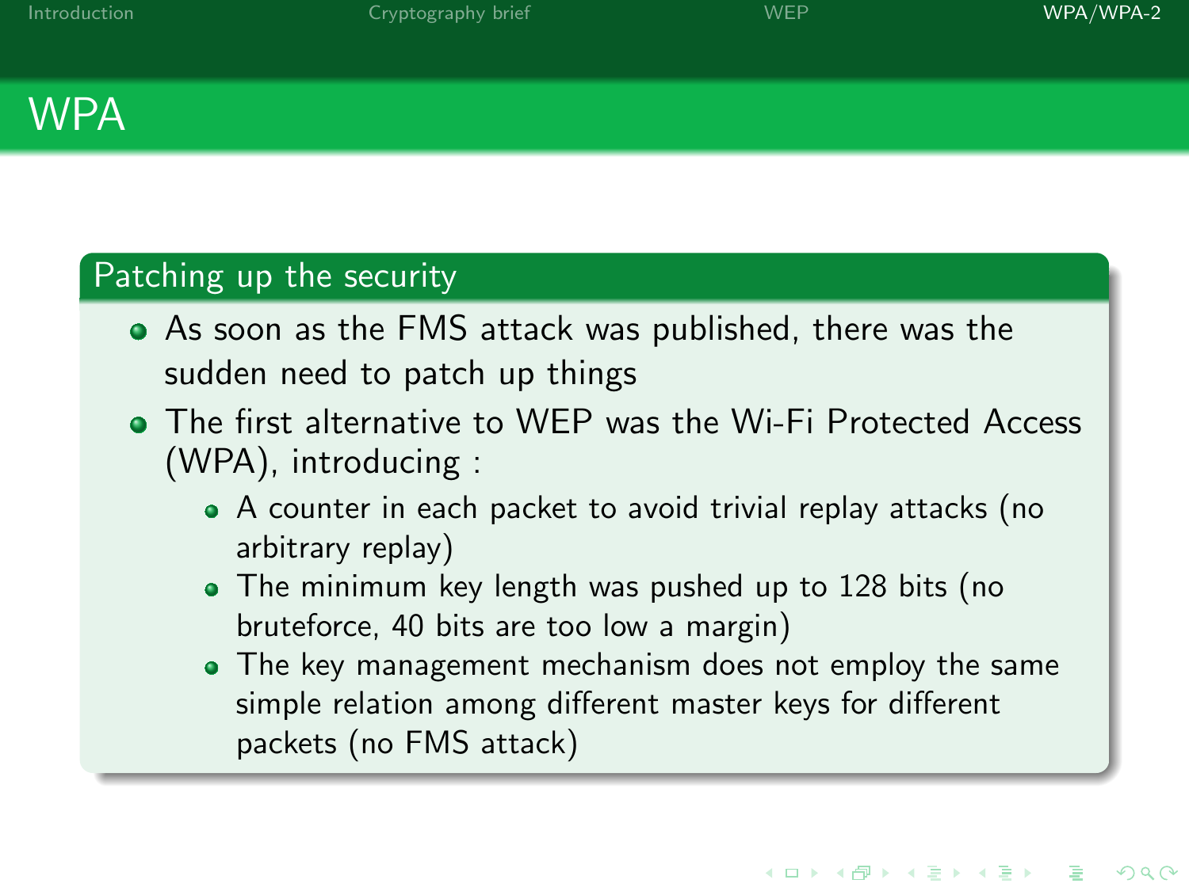# WPA

## Patching up the security

- As soon as the FMS attack was published, there was the sudden need to patch up things
- The first alternative to WEP was the Wi-Fi Protected Access (WPA), introducing :
  - A counter in each packet to avoid trivial replay attacks (no arbitrary replay)
  - The minimum key length was pushed up to 128 bits (no bruteforce, 40 bits are too low a margin)
  - The key management mechanism does not employ the same simple relation among different master keys for different packets (no FMS attack)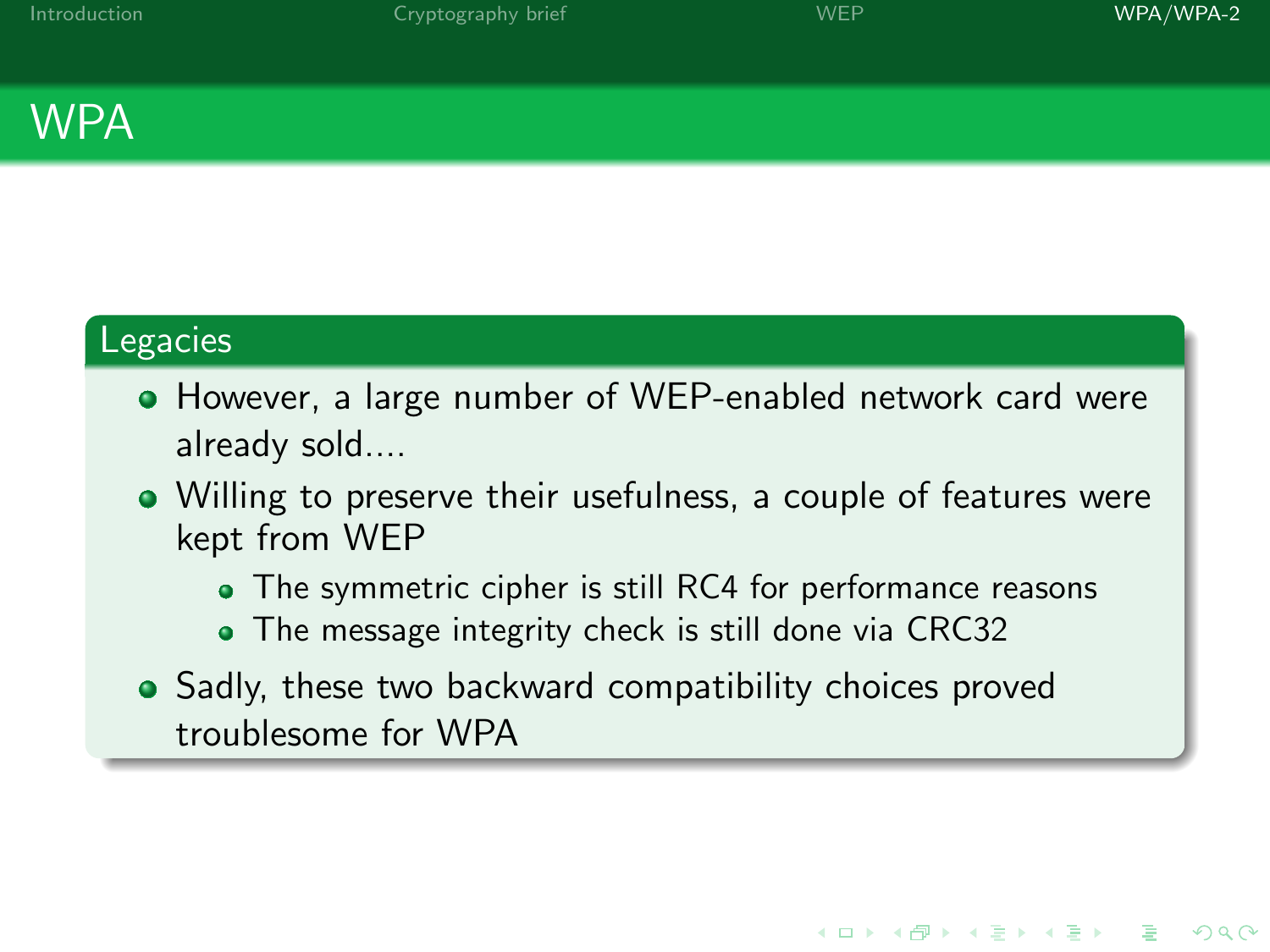# WPA

## Legacies

- However, a large number of WEP-enabled network card were already sold....
- Willing to preserve their usefulness, a couple of features were kept from WEP
  - The symmetric cipher is still RC4 for performance reasons
  - The message integrity check is still done via CRC32
- Sadly, these two backward compatibility choices proved troublesome for WPA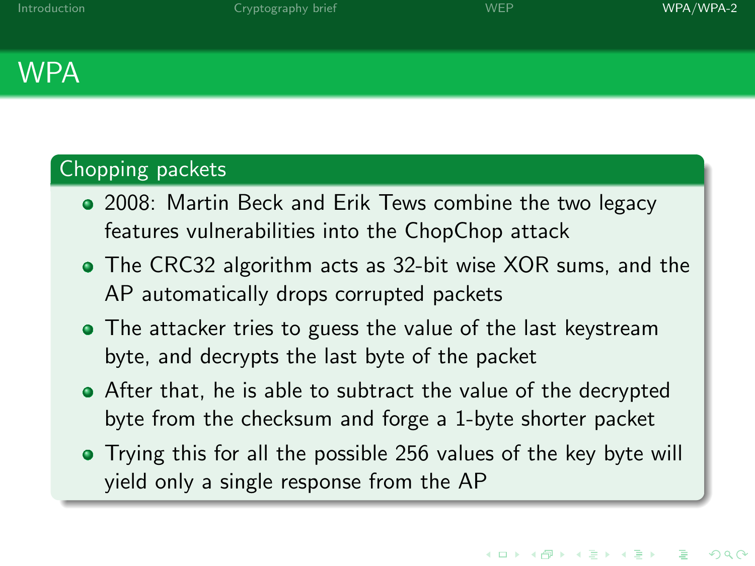# WPA

## Chopping packets

- 2008: Martin Beck and Erik Tews combine the two legacy features vulnerabilities into the ChopChop attack
- The CRC32 algorithm acts as 32-bit wise XOR sums, and the AP automatically drops corrupted packets
- The attacker tries to guess the value of the last keystream byte, and decrypts the last byte of the packet
- After that, he is able to subtract the value of the decrypted byte from the checksum and forge a 1-byte shorter packet
- Trying this for all the possible 256 values of the key byte will yield only a single response from the AP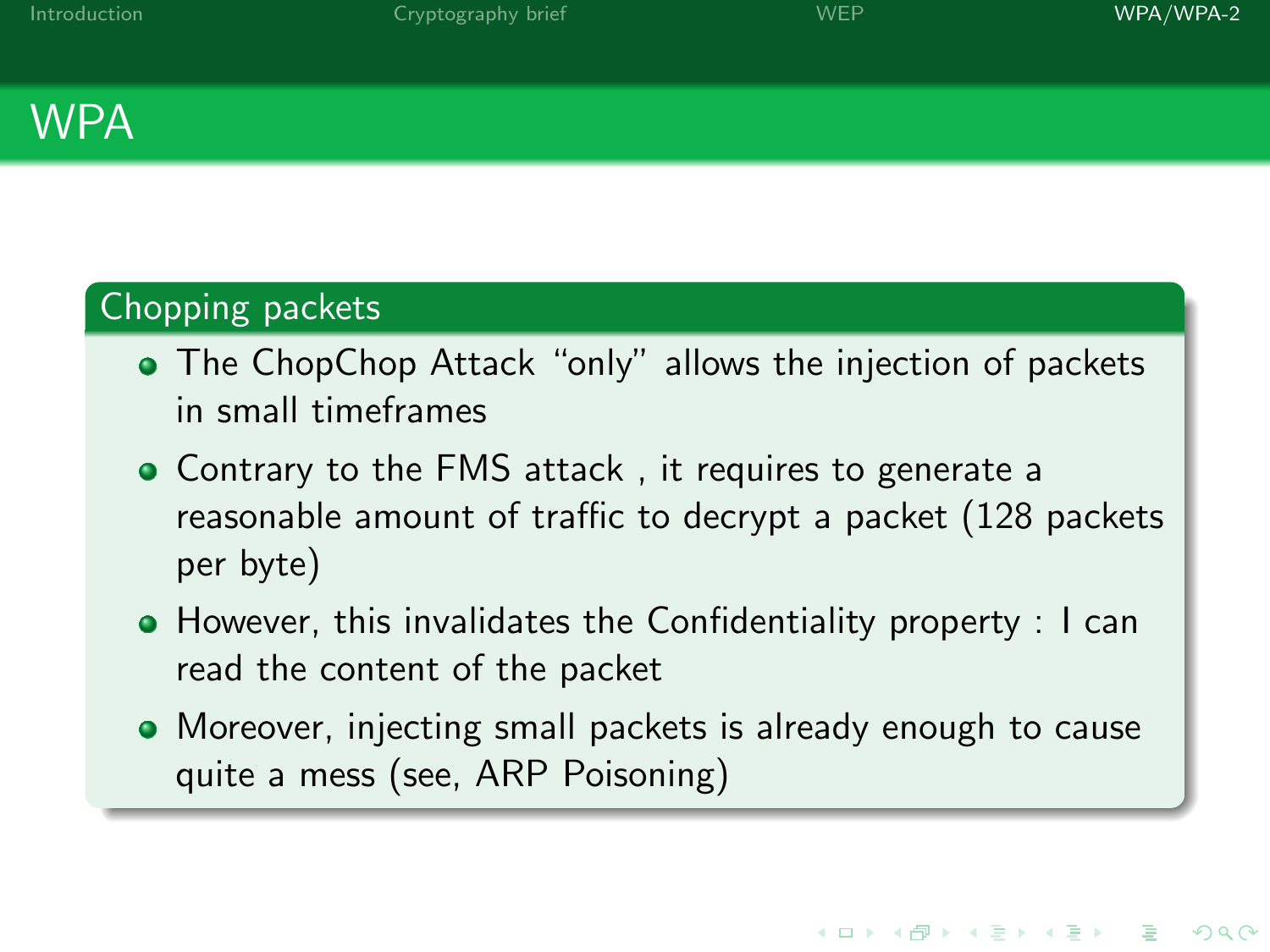# WPA

## Chopping packets

- The ChopChop Attack “only” allows the injection of packets in small timeframes
- Contrary to the FMS attack , it requires to generate a reasonable amount of traffic to decrypt a packet (128 packets per byte)
- However, this invalidates the Confidentiality property : I can read the content of the packet
- Moreover, injecting small packets is already enough to cause quite a mess (see, ARP Poisoning)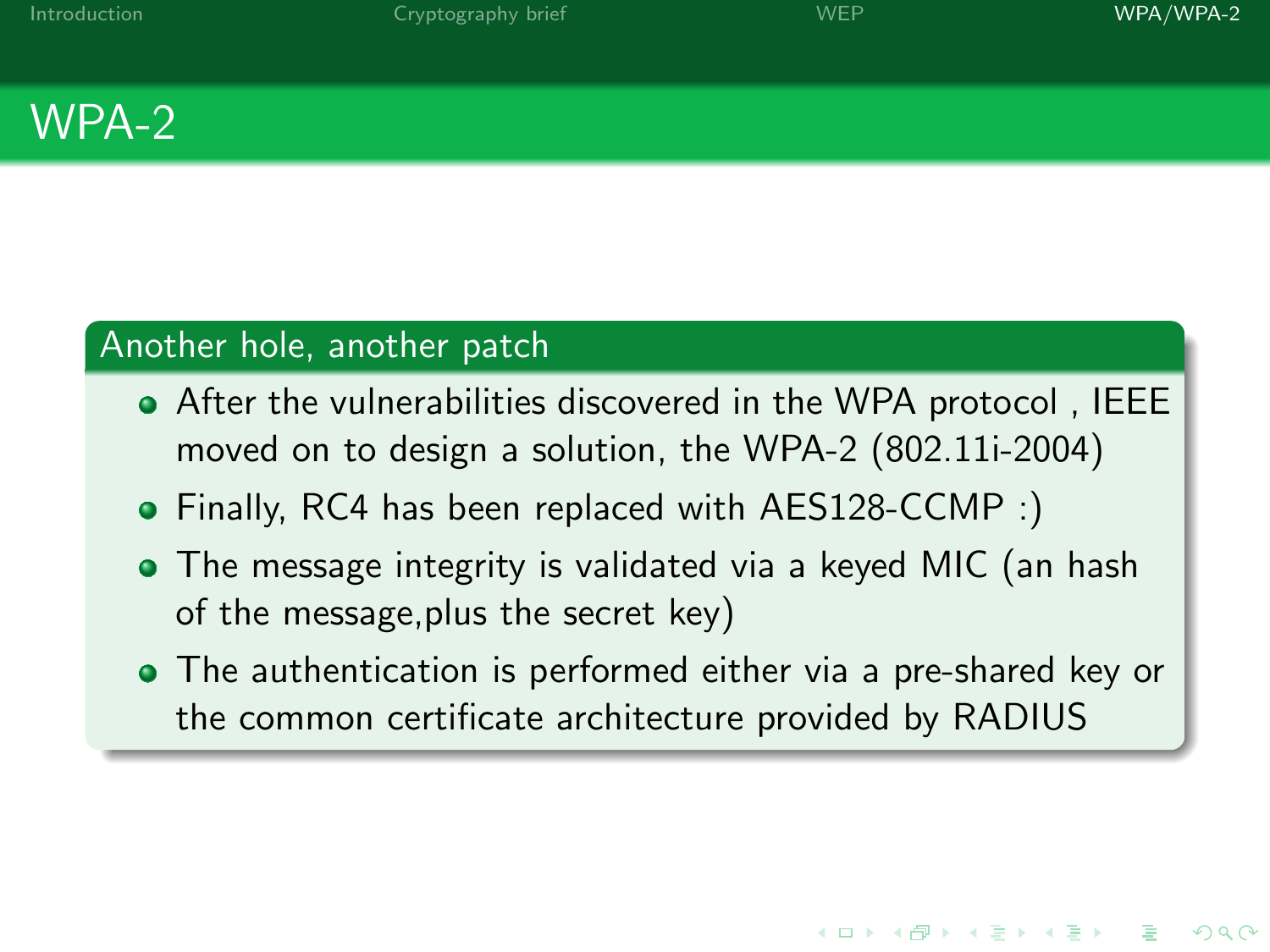# WPA-2

## Another hole, another patch

- After the vulnerabilities discovered in the WPA protocol , IEEE moved on to design a solution, the WPA-2 (802.11i-2004)
- Finally, RC4 has been replaced with AES128-CCMP :)
- The message integrity is validated via a keyed MIC (an hash of the message,plus the secret key)
- The authentication is performed either via a pre-shared key or the common certificate architecture provided by RADIUS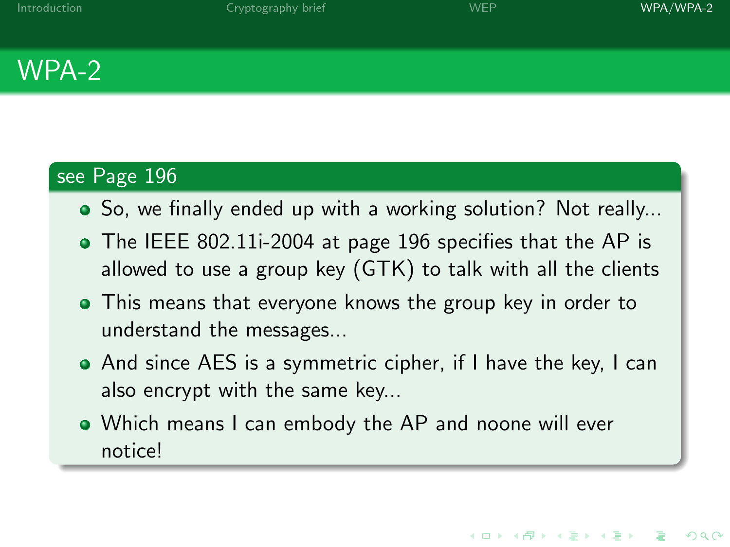# WPA-2

## see Page 196

- So, we finally ended up with a working solution? Not really...
- The IEEE 802.11i-2004 at page 196 specifies that the AP is allowed to use a group key (GTK) to talk with all the clients
- This means that everyone knows the group key in order to understand the messages...
- And since AES is a symmetric cipher, if I have the key, I can also encrypt with the same key...
- Which means I can embody the AP and noone will ever notice!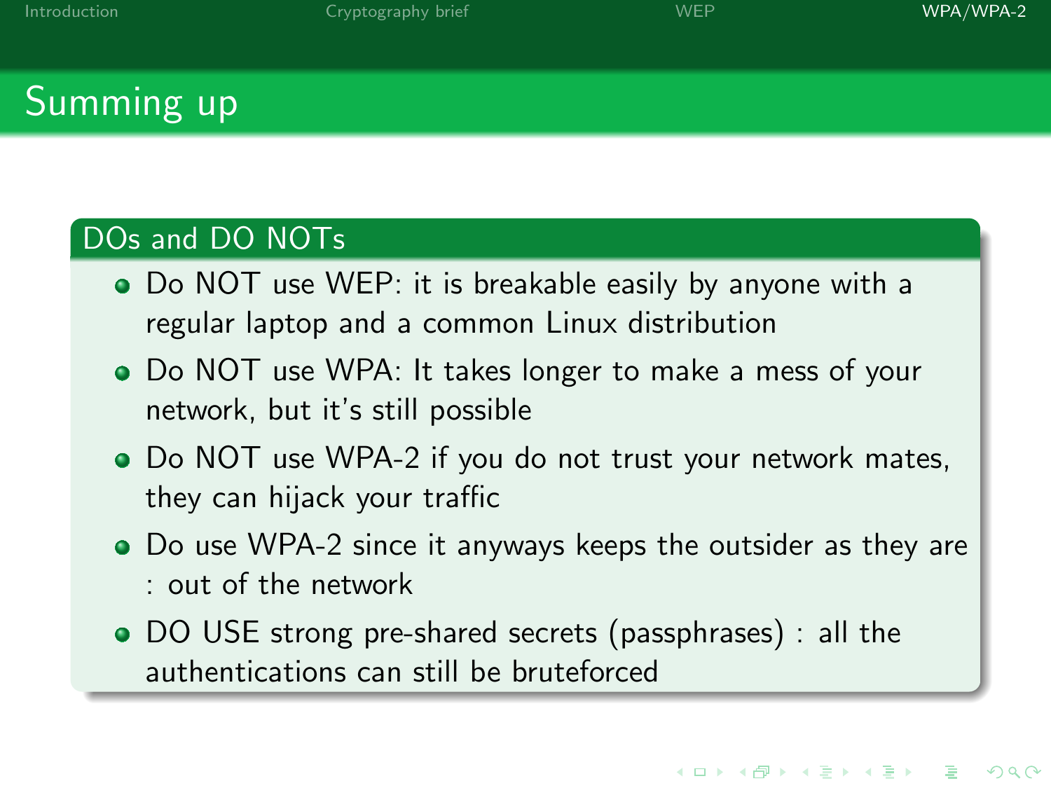# Summing up

## DOs and DO NOTs

- Do NOT use WEP: it is breakable easily by anyone with a regular laptop and a common Linux distribution
- Do NOT use WPA: It takes longer to make a mess of your network, but it's still possible
- Do NOT use WPA-2 if you do not trust your network mates, they can hijack your traffic
- Do use WPA-2 since it anyways keeps the outsider as they are : out of the network
- DO USE strong pre-shared secrets (passphrases) : all the authentications can still be bruteforced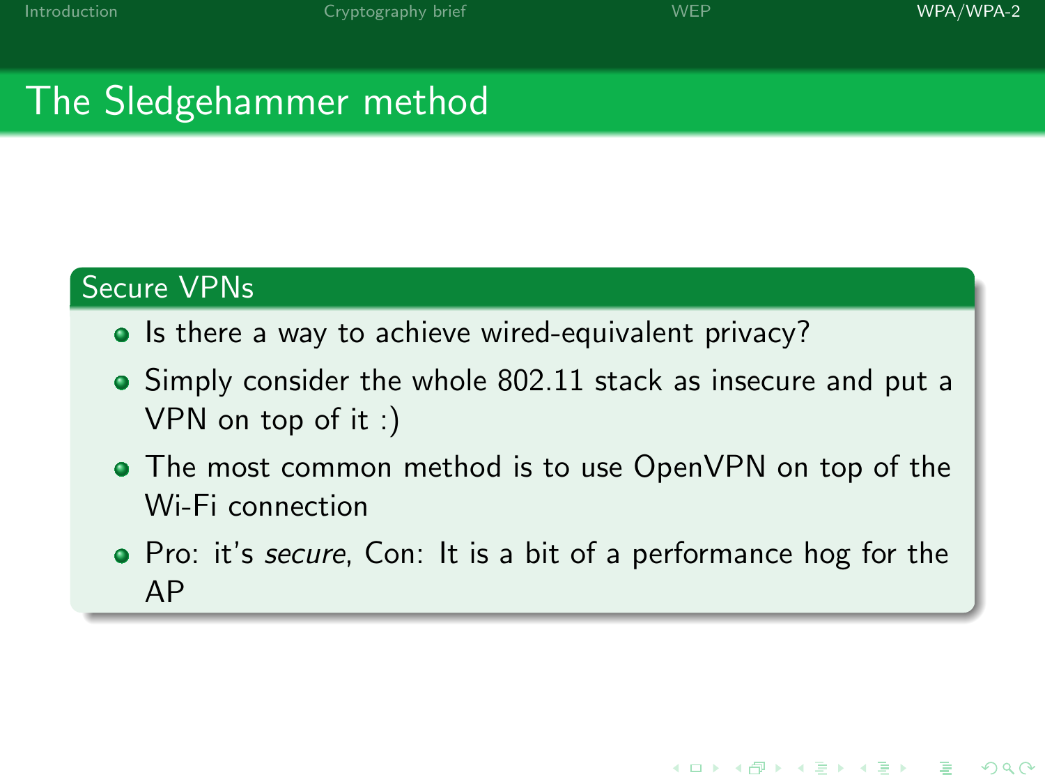# The Sledgehammer method

## Secure VPNs

- Is there a way to achieve wired-equivalent privacy?
- Simply consider the whole 802.11 stack as insecure and put a VPN on top of it :)
- The most common method is to use OpenVPN on top of the Wi-Fi connection
- Pro: it's *secure*, Con: It is a bit of a performance hog for the AP